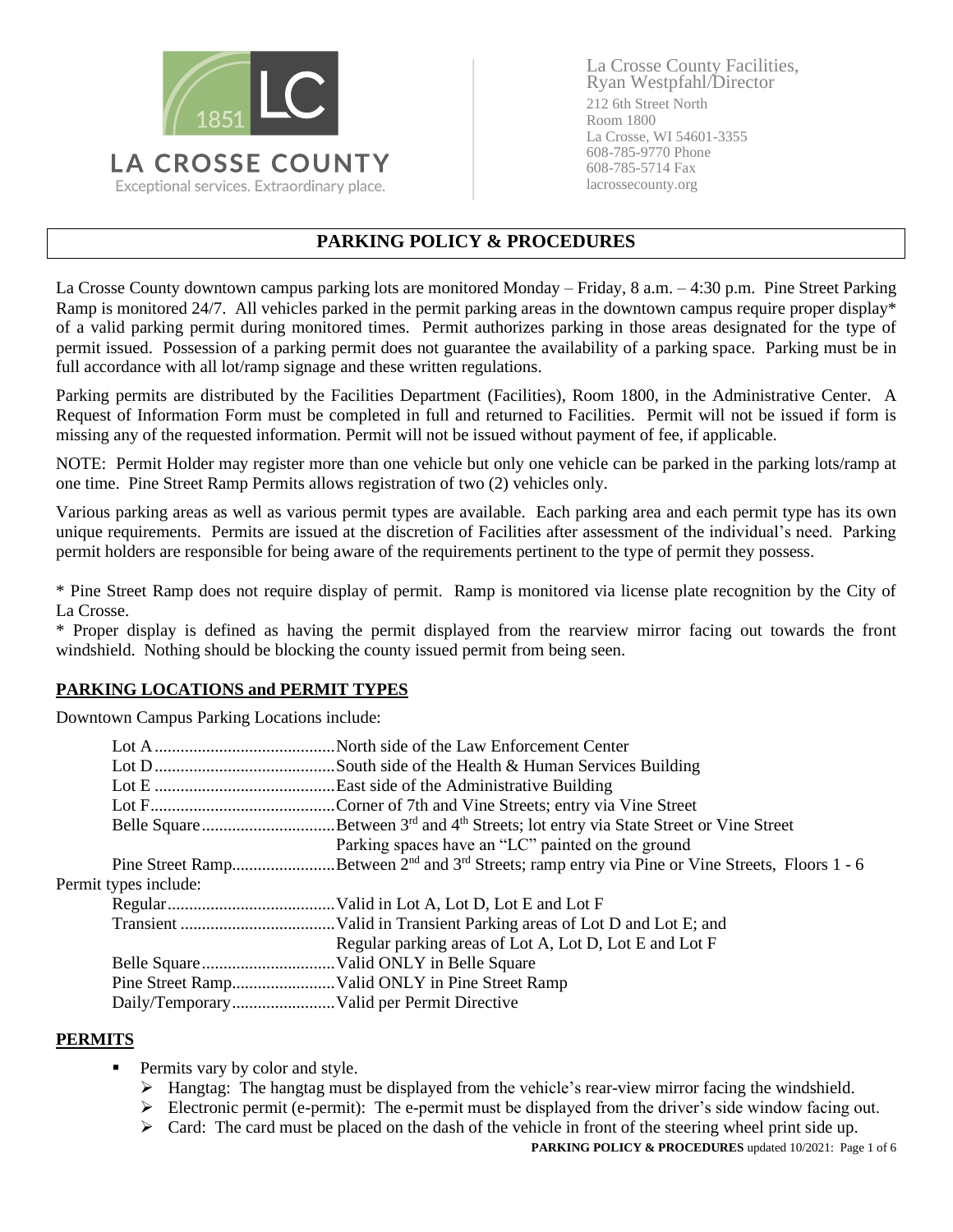LA CROSSE COUNTY

Exceptional services. Extraordinary place.

La Crosse County Facilities,
Ryan Westpfahl/Director
212 6th Street North
Room 1800
La Crosse, WI 54601-3355
608-785-9770 Phone
608-785-5714 Fax
lacrossecounty.org

# PARKING POLICY & PROCEDURES

La Crosse County downtown campus parking lots are monitored Monday – Friday, 8 a.m. – 4:30 p.m. Pine Street Parking Ramp is monitored 24/7. All vehicles parked in the permit parking areas in the downtown campus require proper display* of a valid parking permit during monitored times. Permit authorizes parking in those areas designated for the type of permit issued. Possession of a parking permit does not guarantee the availability of a parking space. Parking must be in full accordance with all lot/ramp signage and these written regulations.

Parking permits are distributed by the Facilities Department (Facilities), Room 1800, in the Administrative Center. A Request of Information Form must be completed in full and returned to Facilities. Permit will not be issued if form is missing any of the requested information. Permit will not be issued without payment of fee, if applicable.

NOTE: Permit Holder may register more than one vehicle but only one vehicle can be parked in the parking lots/ramp at one time. Pine Street Ramp Permits allows registration of two (2) vehicles only.

Various parking areas as well as various permit types are available. Each parking area and each permit type has its own unique requirements. Permits are issued at the discretion of Facilities after assessment of the individual's need. Parking permit holders are responsible for being aware of the requirements pertinent to the type of permit they possess.

\* Pine Street Ramp does not require display of permit. Ramp is monitored via license plate recognition by the City of La Crosse.

\* Proper display is defined as having the permit displayed from the rearview mirror facing out towards the front windshield. Nothing should be blocking the county issued permit from being seen.

## PARKING LOCATIONS and PERMIT TYPES

Downtown Campus Parking Locations include:

- Lot A .......... North side of the Law Enforcement Center
- Lot D .......... South side of the Health & Human Services Building
- Lot E .......... East side of the Administrative Building
- Lot F .......... Corner of 7th and Vine Streets; entry via Vine Street
- Belle Square .......... Between 3rd and 4th Streets; lot entry via State Street or Vine Street. Parking spaces have an "LC" painted on the ground
- Pine Street Ramp .......... Between 2nd and 3rd Streets; ramp entry via Pine or Vine Streets, Floors 1 - 6

Permit types include:

- Regular .......... Valid in Lot A, Lot D, Lot E and Lot F
- Transient .......... Valid in Transient Parking areas of Lot D and Lot E; and Regular parking areas of Lot A, Lot D, Lot E and Lot F
- Belle Square .......... Valid ONLY in Belle Square
- Pine Street Ramp .......... Valid ONLY in Pine Street Ramp
- Daily/Temporary .......... Valid per Permit Directive

## PERMITS

- Permits vary by color and style.
  - Hangtag: The hangtag must be displayed from the vehicle's rear-view mirror facing the windshield.
  - Electronic permit (e-permit): The e-permit must be displayed from the driver's side window facing out.
  - Card: The card must be placed on the dash of the vehicle in front of the steering wheel print side up.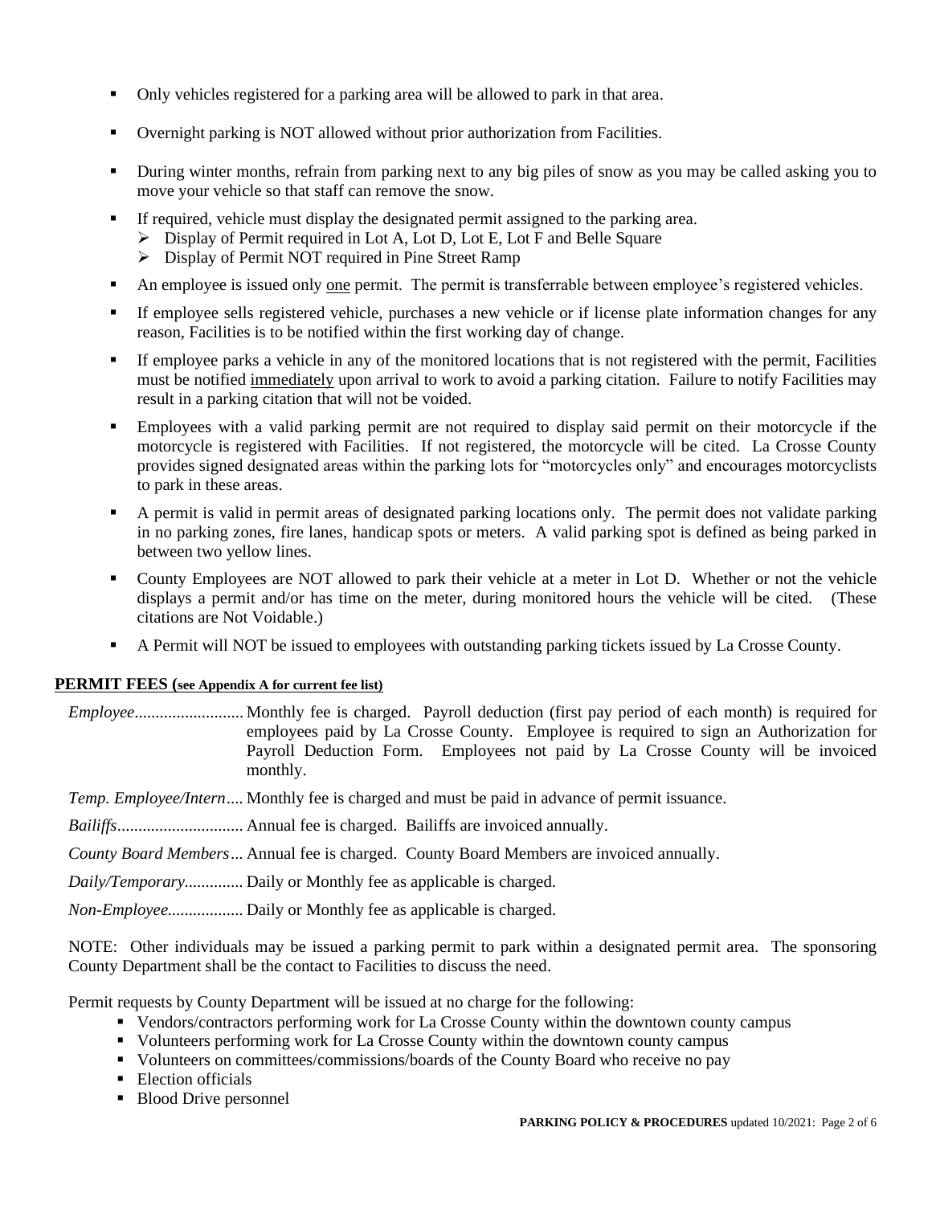- Only vehicles registered for a parking area will be allowed to park in that area.
- Overnight parking is NOT allowed without prior authorization from Facilities.
- During winter months, refrain from parking next to any big piles of snow as you may be called asking you to move your vehicle so that staff can remove the snow.
- If required, vehicle must display the designated permit assigned to the parking area.
  - Display of Permit required in Lot A, Lot D, Lot E, Lot F and Belle Square
  - Display of Permit NOT required in Pine Street Ramp
- An employee is issued only one permit. The permit is transferrable between employee's registered vehicles.
- If employee sells registered vehicle, purchases a new vehicle or if license plate information changes for any reason, Facilities is to be notified within the first working day of change.
- If employee parks a vehicle in any of the monitored locations that is not registered with the permit, Facilities must be notified immediately upon arrival to work to avoid a parking citation. Failure to notify Facilities may result in a parking citation that will not be voided.
- Employees with a valid parking permit are not required to display said permit on their motorcycle if the motorcycle is registered with Facilities. If not registered, the motorcycle will be cited. La Crosse County provides signed designated areas within the parking lots for "motorcycles only" and encourages motorcyclists to park in these areas.
- A permit is valid in permit areas of designated parking locations only. The permit does not validate parking in no parking zones, fire lanes, handicap spots or meters. A valid parking spot is defined as being parked in between two yellow lines.
- County Employees are NOT allowed to park their vehicle at a meter in Lot D. Whether or not the vehicle displays a permit and/or has time on the meter, during monitored hours the vehicle will be cited. (These citations are Not Voidable.)
- A Permit will NOT be issued to employees with outstanding parking tickets issued by La Crosse County.

**PERMIT FEES (see Appendix A for current fee list)**

*Employee*.......................... Monthly fee is charged. Payroll deduction (first pay period of each month) is required for employees paid by La Crosse County. Employee is required to sign an Authorization for Payroll Deduction Form. Employees not paid by La Crosse County will be invoiced monthly.

*Temp. Employee/Intern*.... Monthly fee is charged and must be paid in advance of permit issuance.

*Bailiffs*.............................. Annual fee is charged. Bailiffs are invoiced annually.

*County Board Members*... Annual fee is charged. County Board Members are invoiced annually.

*Daily/Temporary*.............. Daily or Monthly fee as applicable is charged.

*Non-Employee*.................. Daily or Monthly fee as applicable is charged.

NOTE: Other individuals may be issued a parking permit to park within a designated permit area. The sponsoring County Department shall be the contact to Facilities to discuss the need.

Permit requests by County Department will be issued at no charge for the following:

- Vendors/contractors performing work for La Crosse County within the downtown county campus
- Volunteers performing work for La Crosse County within the downtown county campus
- Volunteers on committees/commissions/boards of the County Board who receive no pay
- Election officials
- Blood Drive personnel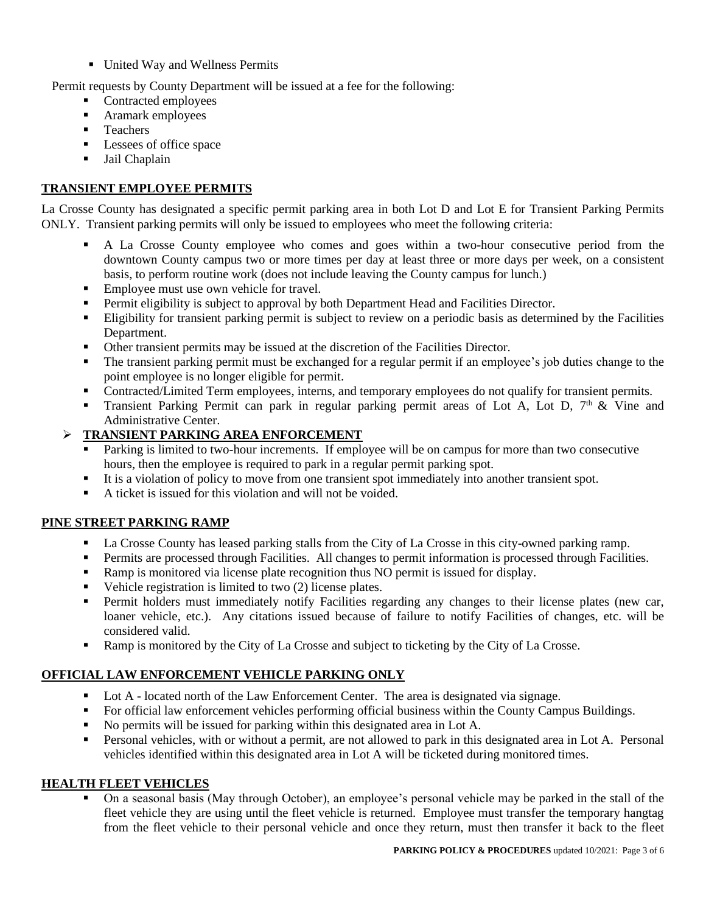- United Way and Wellness Permits

Permit requests by County Department will be issued at a fee for the following:

- Contracted employees
- Aramark employees
- Teachers
- Lessees of office space
- Jail Chaplain

## TRANSIENT EMPLOYEE PERMITS

La Crosse County has designated a specific permit parking area in both Lot D and Lot E for Transient Parking Permits ONLY. Transient parking permits will only be issued to employees who meet the following criteria:

- A La Crosse County employee who comes and goes within a two-hour consecutive period from the downtown County campus two or more times per day at least three or more days per week, on a consistent basis, to perform routine work (does not include leaving the County campus for lunch.)
- Employee must use own vehicle for travel.
- Permit eligibility is subject to approval by both Department Head and Facilities Director.
- Eligibility for transient parking permit is subject to review on a periodic basis as determined by the Facilities Department.
- Other transient permits may be issued at the discretion of the Facilities Director.
- The transient parking permit must be exchanged for a regular permit if an employee's job duties change to the point employee is no longer eligible for permit.
- Contracted/Limited Term employees, interns, and temporary employees do not qualify for transient permits.
- Transient Parking Permit can park in regular parking permit areas of Lot A, Lot D, 7th & Vine and Administrative Center.

### TRANSIENT PARKING AREA ENFORCEMENT

- Parking is limited to two-hour increments. If employee will be on campus for more than two consecutive hours, then the employee is required to park in a regular permit parking spot.
- It is a violation of policy to move from one transient spot immediately into another transient spot.
- A ticket is issued for this violation and will not be voided.

## PINE STREET PARKING RAMP

- La Crosse County has leased parking stalls from the City of La Crosse in this city-owned parking ramp.
- Permits are processed through Facilities. All changes to permit information is processed through Facilities.
- Ramp is monitored via license plate recognition thus NO permit is issued for display.
- Vehicle registration is limited to two (2) license plates.
- Permit holders must immediately notify Facilities regarding any changes to their license plates (new car, loaner vehicle, etc.). Any citations issued because of failure to notify Facilities of changes, etc. will be considered valid.
- Ramp is monitored by the City of La Crosse and subject to ticketing by the City of La Crosse.

## OFFICIAL LAW ENFORCEMENT VEHICLE PARKING ONLY

- Lot A - located north of the Law Enforcement Center. The area is designated via signage.
- For official law enforcement vehicles performing official business within the County Campus Buildings.
- No permits will be issued for parking within this designated area in Lot A.
- Personal vehicles, with or without a permit, are not allowed to park in this designated area in Lot A. Personal vehicles identified within this designated area in Lot A will be ticketed during monitored times.

## HEALTH FLEET VEHICLES

- On a seasonal basis (May through October), an employee's personal vehicle may be parked in the stall of the fleet vehicle they are using until the fleet vehicle is returned. Employee must transfer the temporary hangtag from the fleet vehicle to their personal vehicle and once they return, must then transfer it back to the fleet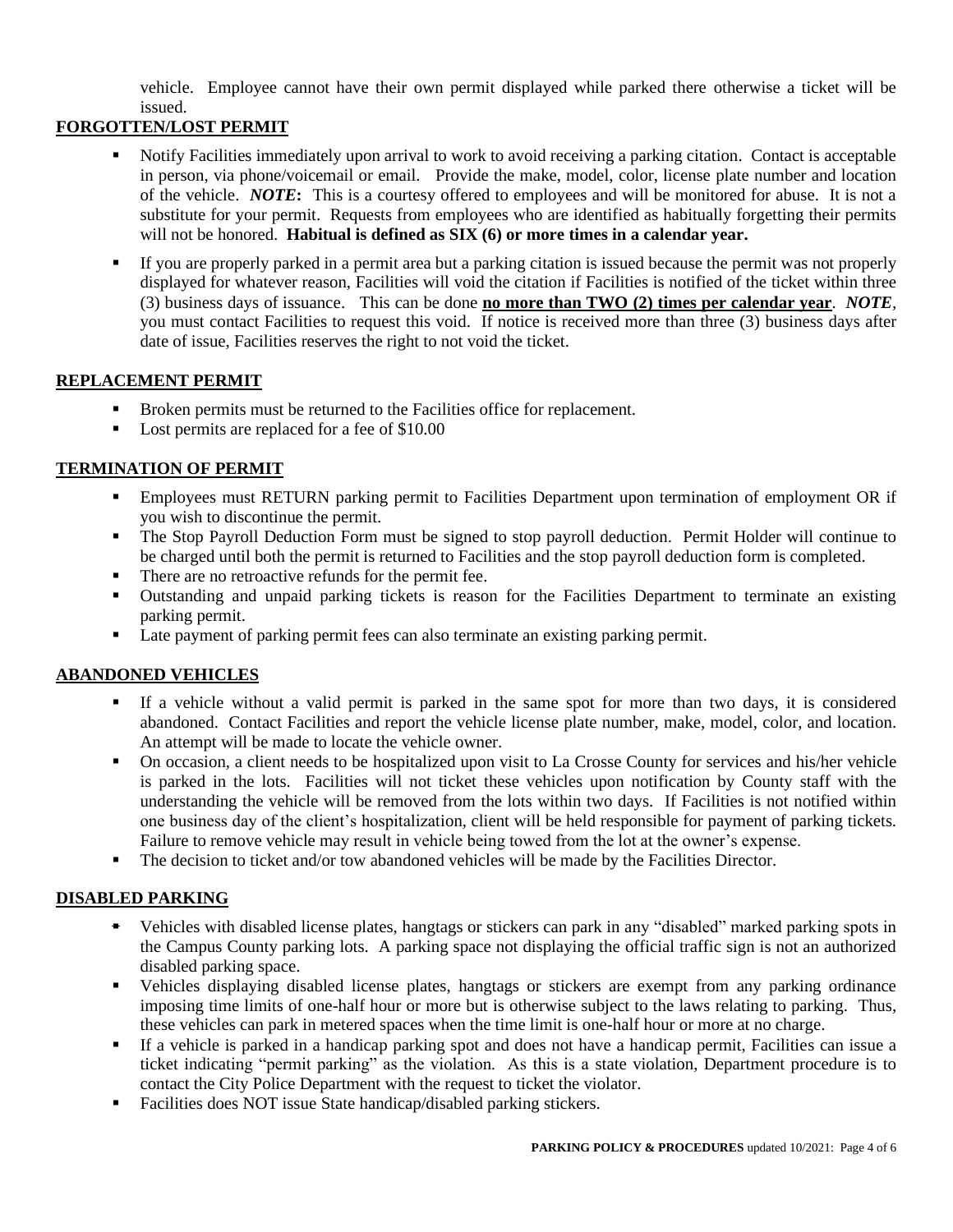vehicle. Employee cannot have their own permit displayed while parked there otherwise a ticket will be issued.

## FORGOTTEN/LOST PERMIT

- Notify Facilities immediately upon arrival to work to avoid receiving a parking citation. Contact is acceptable in person, via phone/voicemail or email. Provide the make, model, color, license plate number and location of the vehicle. ***NOTE*:** This is a courtesy offered to employees and will be monitored for abuse. It is not a substitute for your permit. Requests from employees who are identified as habitually forgetting their permits will not be honored. **Habitual is defined as SIX (6) or more times in a calendar year.**
- If you are properly parked in a permit area but a parking citation is issued because the permit was not properly displayed for whatever reason, Facilities will void the citation if Facilities is notified of the ticket within three (3) business days of issuance. This can be done **no more than TWO (2) times per calendar year**. ***NOTE***, you must contact Facilities to request this void. If notice is received more than three (3) business days after date of issue, Facilities reserves the right to not void the ticket.

## REPLACEMENT PERMIT

- Broken permits must be returned to the Facilities office for replacement.
- Lost permits are replaced for a fee of $10.00

## TERMINATION OF PERMIT

- Employees must RETURN parking permit to Facilities Department upon termination of employment OR if you wish to discontinue the permit.
- The Stop Payroll Deduction Form must be signed to stop payroll deduction. Permit Holder will continue to be charged until both the permit is returned to Facilities and the stop payroll deduction form is completed.
- There are no retroactive refunds for the permit fee.
- Outstanding and unpaid parking tickets is reason for the Facilities Department to terminate an existing parking permit.
- Late payment of parking permit fees can also terminate an existing parking permit.

## ABANDONED VEHICLES

- If a vehicle without a valid permit is parked in the same spot for more than two days, it is considered abandoned. Contact Facilities and report the vehicle license plate number, make, model, color, and location. An attempt will be made to locate the vehicle owner.
- On occasion, a client needs to be hospitalized upon visit to La Crosse County for services and his/her vehicle is parked in the lots. Facilities will not ticket these vehicles upon notification by County staff with the understanding the vehicle will be removed from the lots within two days. If Facilities is not notified within one business day of the client's hospitalization, client will be held responsible for payment of parking tickets. Failure to remove vehicle may result in vehicle being towed from the lot at the owner's expense.
- The decision to ticket and/or tow abandoned vehicles will be made by the Facilities Director.

## DISABLED PARKING

- Vehicles with disabled license plates, hangtags or stickers can park in any "disabled" marked parking spots in the Campus County parking lots. A parking space not displaying the official traffic sign is not an authorized disabled parking space.
- Vehicles displaying disabled license plates, hangtags or stickers are exempt from any parking ordinance imposing time limits of one-half hour or more but is otherwise subject to the laws relating to parking. Thus, these vehicles can park in metered spaces when the time limit is one-half hour or more at no charge.
- If a vehicle is parked in a handicap parking spot and does not have a handicap permit, Facilities can issue a ticket indicating "permit parking" as the violation. As this is a state violation, Department procedure is to contact the City Police Department with the request to ticket the violator.
- Facilities does NOT issue State handicap/disabled parking stickers.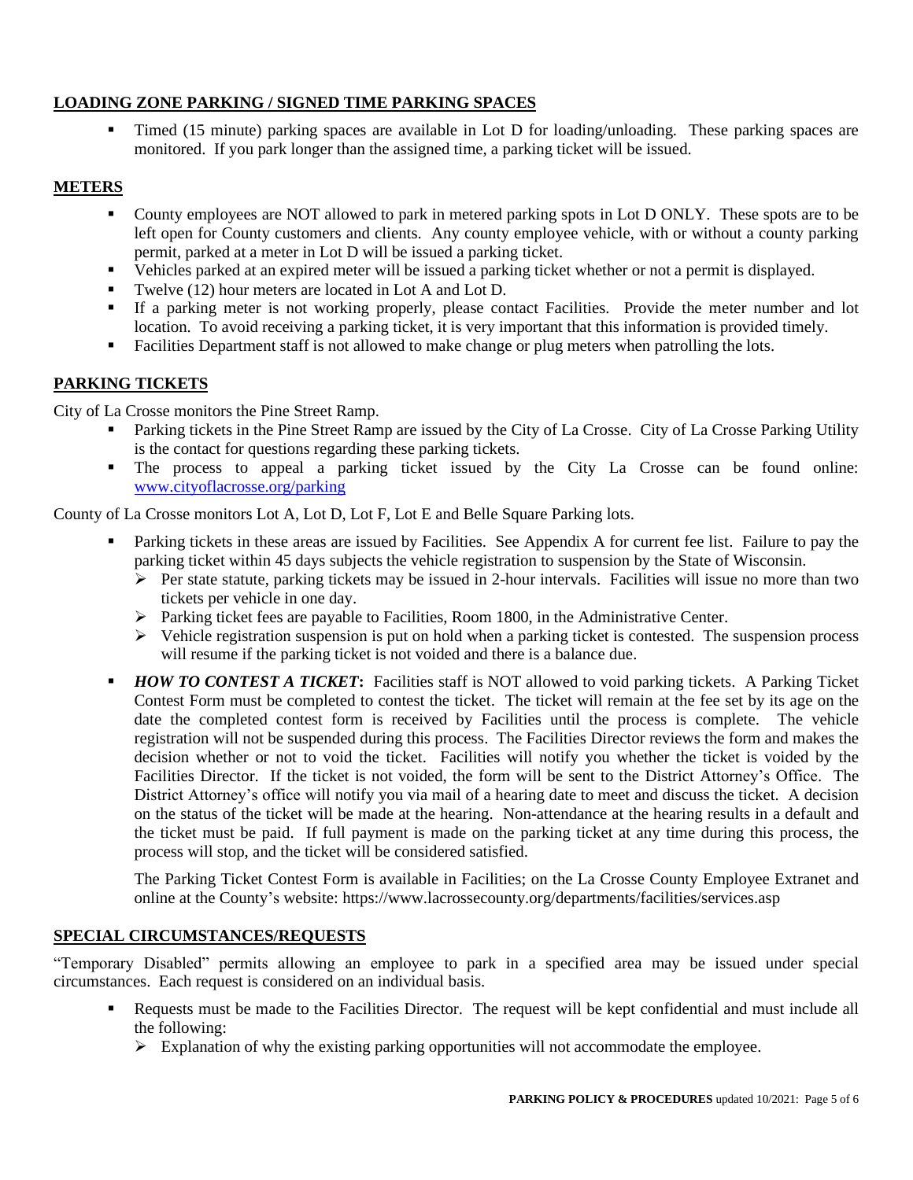## LOADING ZONE PARKING / SIGNED TIME PARKING SPACES

- Timed (15 minute) parking spaces are available in Lot D for loading/unloading. These parking spaces are monitored. If you park longer than the assigned time, a parking ticket will be issued.

## METERS

- County employees are NOT allowed to park in metered parking spots in Lot D ONLY. These spots are to be left open for County customers and clients. Any county employee vehicle, with or without a county parking permit, parked at a meter in Lot D will be issued a parking ticket.
- Vehicles parked at an expired meter will be issued a parking ticket whether or not a permit is displayed.
- Twelve (12) hour meters are located in Lot A and Lot D.
- If a parking meter is not working properly, please contact Facilities. Provide the meter number and lot location. To avoid receiving a parking ticket, it is very important that this information is provided timely.
- Facilities Department staff is not allowed to make change or plug meters when patrolling the lots.

## PARKING TICKETS

City of La Crosse monitors the Pine Street Ramp.

- Parking tickets in the Pine Street Ramp are issued by the City of La Crosse. City of La Crosse Parking Utility is the contact for questions regarding these parking tickets.
- The process to appeal a parking ticket issued by the City La Crosse can be found online: [www.cityoflacrosse.org/parking](www.cityoflacrosse.org/parking)

County of La Crosse monitors Lot A, Lot D, Lot F, Lot E and Belle Square Parking lots.

- Parking tickets in these areas are issued by Facilities. See Appendix A for current fee list. Failure to pay the parking ticket within 45 days subjects the vehicle registration to suspension by the State of Wisconsin.
  - Per state statute, parking tickets may be issued in 2-hour intervals. Facilities will issue no more than two tickets per vehicle in one day.
  - Parking ticket fees are payable to Facilities, Room 1800, in the Administrative Center.
  - Vehicle registration suspension is put on hold when a parking ticket is contested. The suspension process will resume if the parking ticket is not voided and there is a balance due.
- ***HOW TO CONTEST A TICKET*:** Facilities staff is NOT allowed to void parking tickets. A Parking Ticket Contest Form must be completed to contest the ticket. The ticket will remain at the fee set by its age on the date the completed contest form is received by Facilities until the process is complete. The vehicle registration will not be suspended during this process. The Facilities Director reviews the form and makes the decision whether or not to void the ticket. Facilities will notify you whether the ticket is voided by the Facilities Director. If the ticket is not voided, the form will be sent to the District Attorney's Office. The District Attorney's office will notify you via mail of a hearing date to meet and discuss the ticket. A decision on the status of the ticket will be made at the hearing. Non-attendance at the hearing results in a default and the ticket must be paid. If full payment is made on the parking ticket at any time during this process, the process will stop, and the ticket will be considered satisfied.

  The Parking Ticket Contest Form is available in Facilities; on the La Crosse County Employee Extranet and online at the County's website: https://www.lacrossecounty.org/departments/facilities/services.asp

## SPECIAL CIRCUMSTANCES/REQUESTS

"Temporary Disabled" permits allowing an employee to park in a specified area may be issued under special circumstances. Each request is considered on an individual basis.

- Requests must be made to the Facilities Director. The request will be kept confidential and must include all the following:
  - Explanation of why the existing parking opportunities will not accommodate the employee.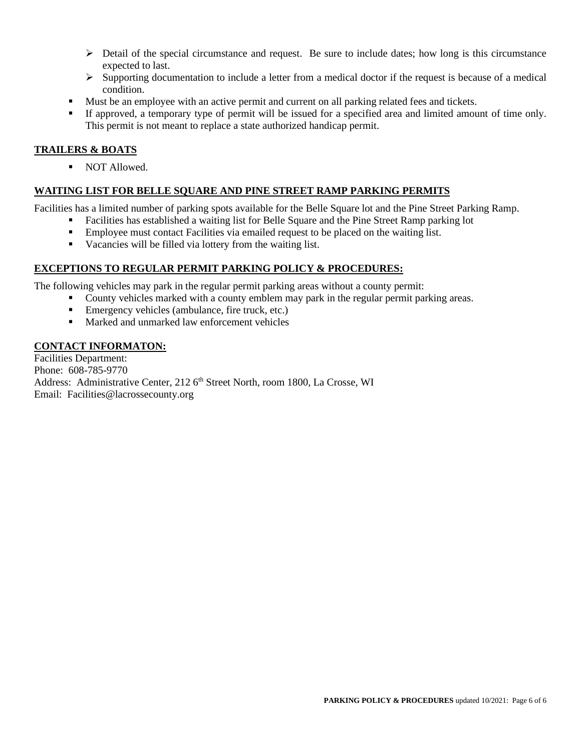- Detail of the special circumstance and request. Be sure to include dates; how long is this circumstance expected to last.
  - Supporting documentation to include a letter from a medical doctor if the request is because of a medical condition.
- Must be an employee with an active permit and current on all parking related fees and tickets.
- If approved, a temporary type of permit will be issued for a specified area and limited amount of time only. This permit is not meant to replace a state authorized handicap permit.

**TRAILERS & BOATS**

- NOT Allowed.

**WAITING LIST FOR BELLE SQUARE AND PINE STREET RAMP PARKING PERMITS**

Facilities has a limited number of parking spots available for the Belle Square lot and the Pine Street Parking Ramp.

- Facilities has established a waiting list for Belle Square and the Pine Street Ramp parking lot
- Employee must contact Facilities via emailed request to be placed on the waiting list.
- Vacancies will be filled via lottery from the waiting list.

**EXCEPTIONS TO REGULAR PERMIT PARKING POLICY & PROCEDURES:**

The following vehicles may park in the regular permit parking areas without a county permit:

- County vehicles marked with a county emblem may park in the regular permit parking areas.
- Emergency vehicles (ambulance, fire truck, etc.)
- Marked and unmarked law enforcement vehicles

**CONTACT INFORMATON:**

Facilities Department:
Phone: 608-785-9770
Address: Administrative Center, 212 6th Street North, room 1800, La Crosse, WI
Email: Facilities@lacrossecounty.org